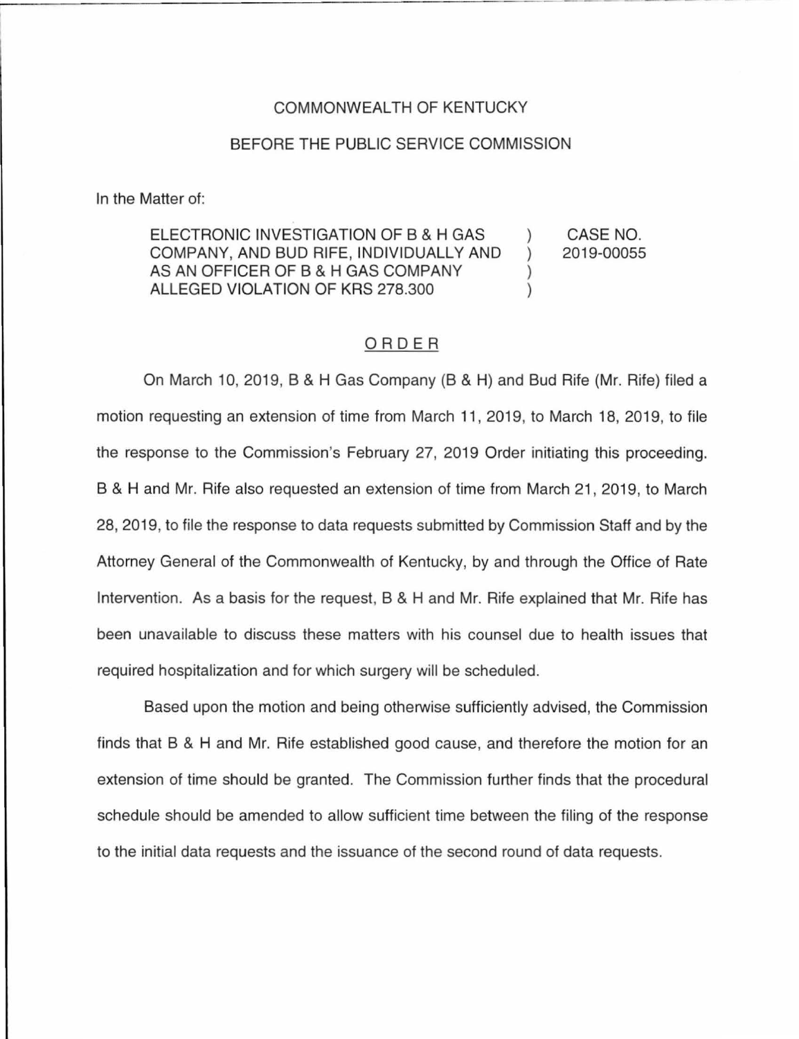COMMONWEALTH OF KENTUCKY

BEFORE THE PUBLIC SERVICE COMMISSION

In the Matter of:

| | | |
|---|---|---|
| ELECTRONIC INVESTIGATION OF B & H GAS COMPANY, AND BUD RIFE, INDIVIDUALLY AND AS AN OFFICER OF B & H GAS COMPANY ALLEGED VIOLATION OF KRS 278.300 | ) ) ) ) | CASE NO. 2019-00055 |

## ORDER

On March 10, 2019, B & H Gas Company (B & H) and Bud Rife (Mr. Rife) filed a motion requesting an extension of time from March 11, 2019, to March 18, 2019, to file the response to the Commission's February 27, 2019 Order initiating this proceeding. B & H and Mr. Rife also requested an extension of time from March 21, 2019, to March 28, 2019, to file the response to data requests submitted by Commission Staff and by the Attorney General of the Commonwealth of Kentucky, by and through the Office of Rate Intervention. As a basis for the request, B & H and Mr. Rife explained that Mr. Rife has been unavailable to discuss these matters with his counsel due to health issues that required hospitalization and for which surgery will be scheduled.

Based upon the motion and being otherwise sufficiently advised, the Commission finds that B & H and Mr. Rife established good cause, and therefore the motion for an extension of time should be granted. The Commission further finds that the procedural schedule should be amended to allow sufficient time between the filing of the response to the initial data requests and the issuance of the second round of data requests.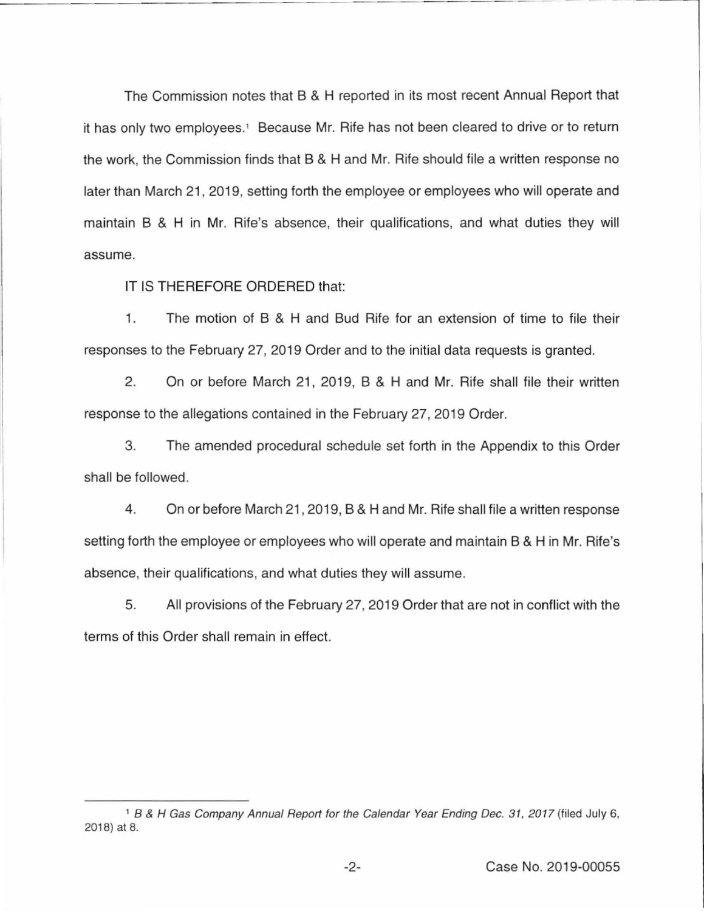The Commission notes that B & H reported in its most recent Annual Report that it has only two employees.[1] Because Mr. Rife has not been cleared to drive or to return the work, the Commission finds that B & H and Mr. Rife should file a written response no later than March 21, 2019, setting forth the employee or employees who will operate and maintain B & H in Mr. Rife's absence, their qualifications, and what duties they will assume.

IT IS THEREFORE ORDERED that:

1. The motion of B & H and Bud Rife for an extension of time to file their responses to the February 27, 2019 Order and to the initial data requests is granted.

2. On or before March 21, 2019, B & H and Mr. Rife shall file their written response to the allegations contained in the February 27, 2019 Order.

3. The amended procedural schedule set forth in the Appendix to this Order shall be followed.

4. On or before March 21, 2019, B & H and Mr. Rife shall file a written response setting forth the employee or employees who will operate and maintain B & H in Mr. Rife's absence, their qualifications, and what duties they will assume.

5. All provisions of the February 27, 2019 Order that are not in conflict with the terms of this Order shall remain in effect.

---

[1] *B & H Gas Company Annual Report for the Calendar Year Ending Dec. 31, 2017* (filed July 6, 2018) at 8.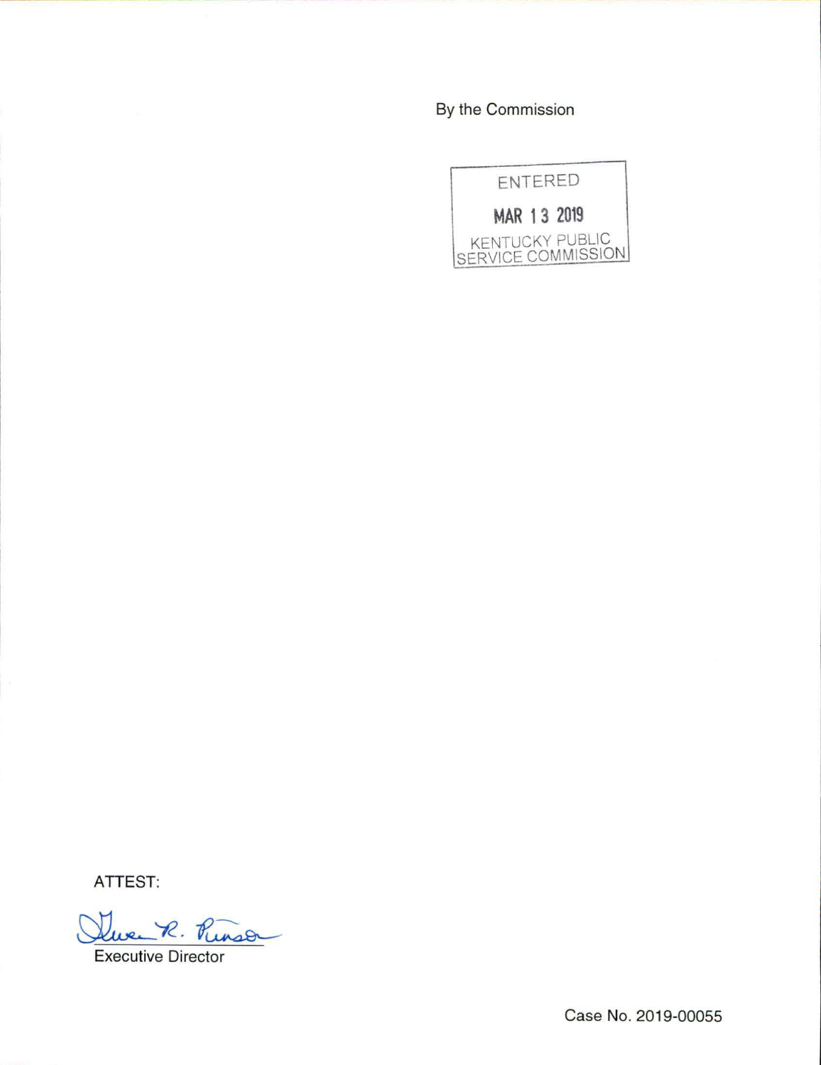By the Commission

ENTERED

MAR 13 2019

KENTUCKY PUBLIC SERVICE COMMISSION

ATTEST:

Gwen R. Pinson

Executive Director

Case No. 2019-00055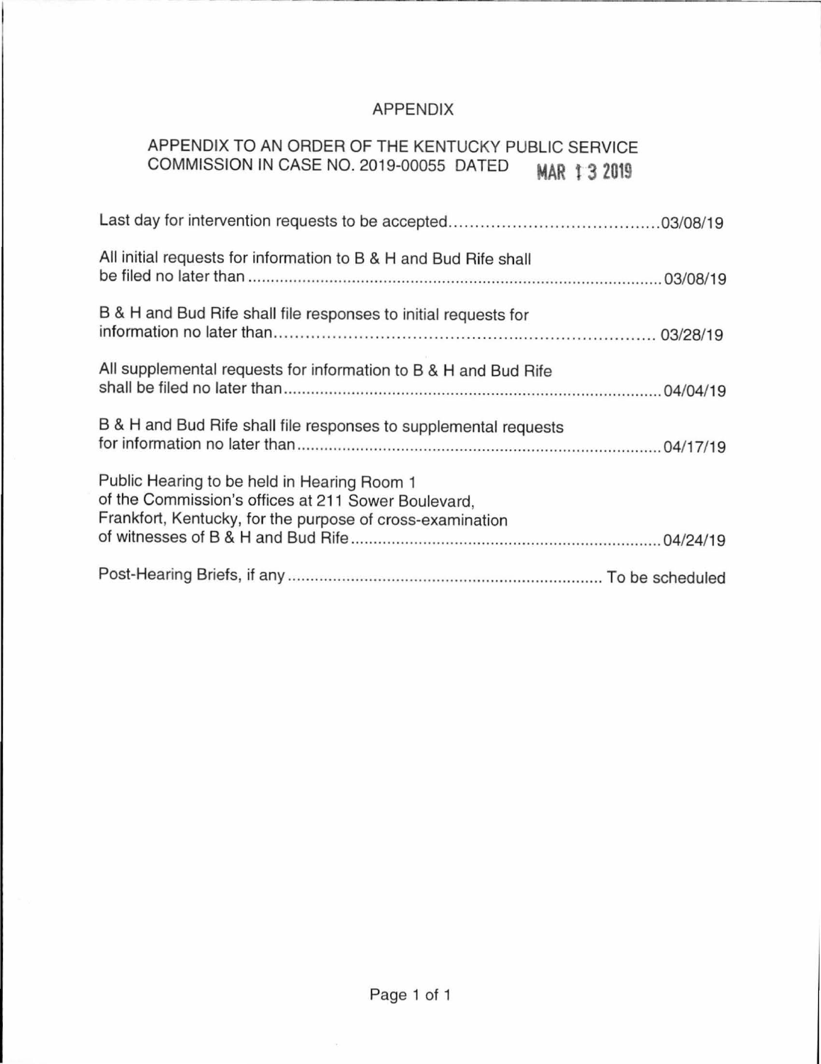# APPENDIX

APPENDIX TO AN ORDER OF THE KENTUCKY PUBLIC SERVICE COMMISSION IN CASE NO. 2019-00055 DATED MAR 13 2019

Last day for intervention requests to be accepted........................................03/08/19

All initial requests for information to B & H and Bud Rife shall be filed no later than ..........................................................................................03/08/19

B & H and Bud Rife shall file responses to initial requests for information no later than.......................................................................... 03/28/19

All supplemental requests for information to B & H and Bud Rife shall be filed no later than.....................................................................................04/04/19

B & H and Bud Rife shall file responses to supplemental requests for information no later than.................................................................................04/17/19

Public Hearing to be held in Hearing Room 1 of the Commission's offices at 211 Sower Boulevard, Frankfort, Kentucky, for the purpose of cross-examination of witnesses of B & H and Bud Rife.....................................................................04/24/19

Post-Hearing Briefs, if any...................................................................... To be scheduled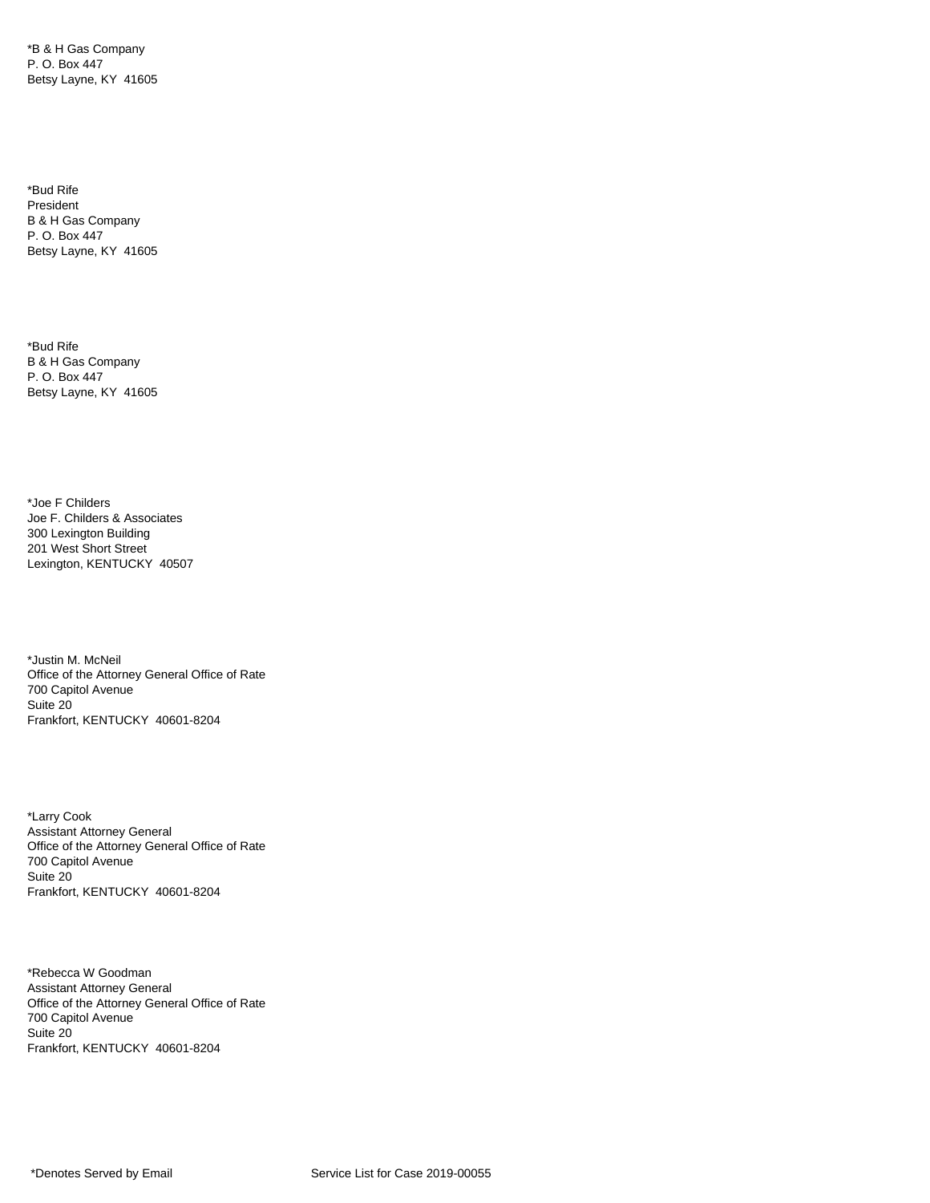*B & H Gas Company
P. O. Box 447
Betsy Layne, KY  41605

*Bud Rife
President
B & H Gas Company
P. O. Box 447
Betsy Layne, KY  41605

*Bud Rife
B & H Gas Company
P. O. Box 447
Betsy Layne, KY  41605

*Joe F Childers
Joe F. Childers & Associates
300 Lexington Building
201 West Short Street
Lexington, KENTUCKY  40507

*Justin M. McNeil
Office of the Attorney General Office of Rate
700 Capitol Avenue
Suite 20
Frankfort, KENTUCKY  40601-8204

*Larry Cook
Assistant Attorney General
Office of the Attorney General Office of Rate
700 Capitol Avenue
Suite 20
Frankfort, KENTUCKY  40601-8204

*Rebecca W Goodman
Assistant Attorney General
Office of the Attorney General Office of Rate
700 Capitol Avenue
Suite 20
Frankfort, KENTUCKY  40601-8204

*Denotes Served by Email

Service List for Case 2019-00055